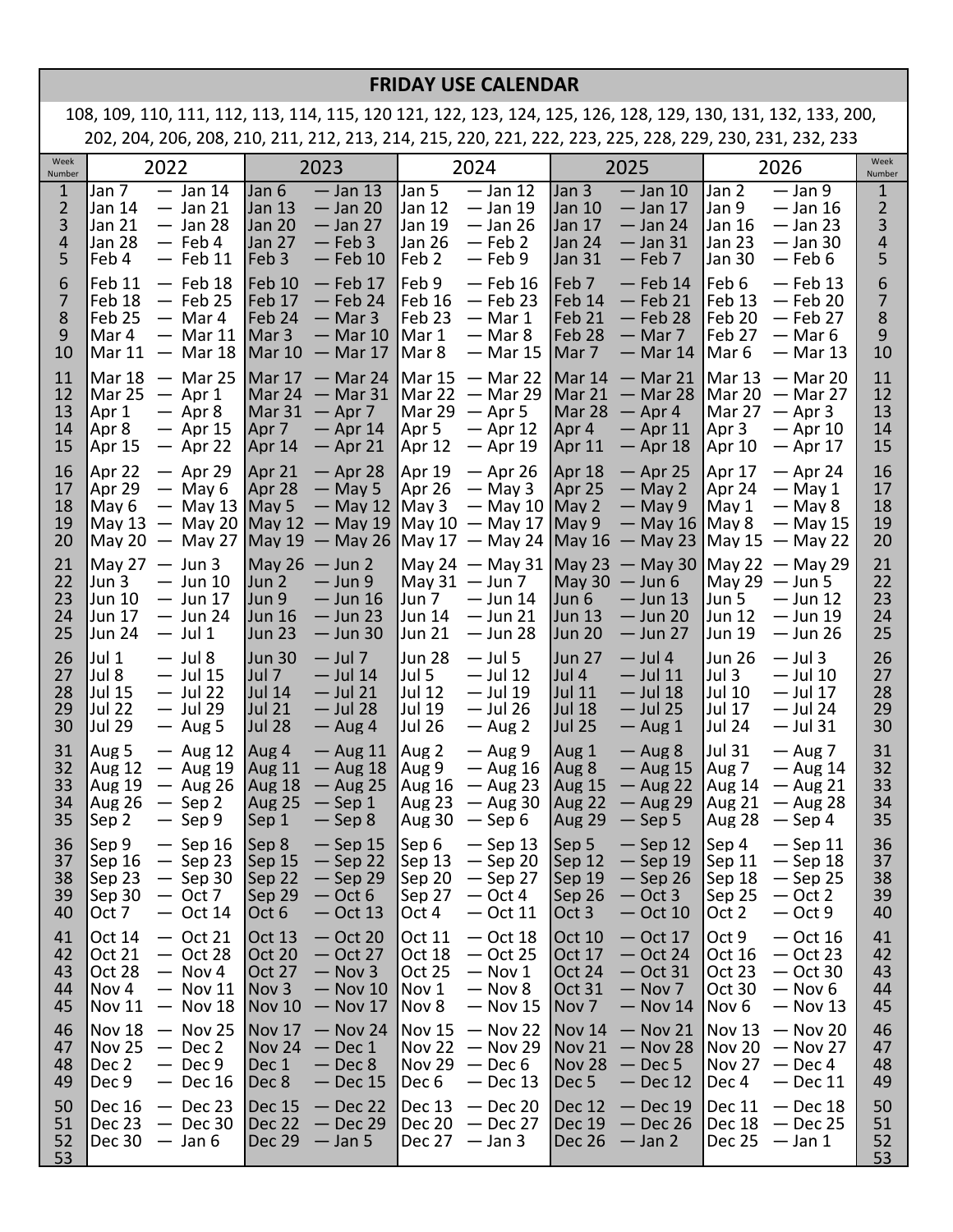# FRIDAY USE CALENDAR

108, 109, 110, 111, 112, 113, 114, 115, 120 121, 122, 123, 124, 125, 126, 128, 129, 130, 131, 132, 133, 200, 202, 204, 206, 208, 210, 211, 212, 213, 214, 215, 220, 221, 222, 223, 225, 228, 229, 230, 231, 232, 233

| Week Number | 2022 | 2023 | 2024 | 2025 | 2026 | Week Number |
|---|---|---|---|---|---|---|
| 1 | Jan 7 — Jan 14 | Jan 6 — Jan 13 | Jan 5 — Jan 12 | Jan 3 — Jan 10 | Jan 2 — Jan 9 | 1 |
| 2 | Jan 14 — Jan 21 | Jan 13 — Jan 20 | Jan 12 — Jan 19 | Jan 10 — Jan 17 | Jan 9 — Jan 16 | 2 |
| 3 | Jan 21 — Jan 28 | Jan 20 — Jan 27 | Jan 19 — Jan 26 | Jan 17 — Jan 24 | Jan 16 — Jan 23 | 3 |
| 4 | Jan 28 — Feb 4 | Jan 27 — Feb 3 | Jan 26 — Feb 2 | Jan 24 — Jan 31 | Jan 23 — Jan 30 | 4 |
| 5 | Feb 4 — Feb 11 | Feb 3 — Feb 10 | Feb 2 — Feb 9 | Jan 31 — Feb 7 | Jan 30 — Feb 6 | 5 |
| 6 | Feb 11 — Feb 18 | Feb 10 — Feb 17 | Feb 9 — Feb 16 | Feb 7 — Feb 14 | Feb 6 — Feb 13 | 6 |
| 7 | Feb 18 — Feb 25 | Feb 17 — Feb 24 | Feb 16 — Feb 23 | Feb 14 — Feb 21 | Feb 13 — Feb 20 | 7 |
| 8 | Feb 25 — Mar 4 | Feb 24 — Mar 3 | Feb 23 — Mar 1 | Feb 21 — Feb 28 | Feb 20 — Feb 27 | 8 |
| 9 | Mar 4 — Mar 11 | Mar 3 — Mar 10 | Mar 1 — Mar 8 | Feb 28 — Mar 7 | Feb 27 — Mar 6 | 9 |
| 10 | Mar 11 — Mar 18 | Mar 10 — Mar 17 | Mar 8 — Mar 15 | Mar 7 — Mar 14 | Mar 6 — Mar 13 | 10 |
| 11 | Mar 18 — Mar 25 | Mar 17 — Mar 24 | Mar 15 — Mar 22 | Mar 14 — Mar 21 | Mar 13 — Mar 20 | 11 |
| 12 | Mar 25 — Apr 1 | Mar 24 — Mar 31 | Mar 22 — Mar 29 | Mar 21 — Mar 28 | Mar 20 — Mar 27 | 12 |
| 13 | Apr 1 — Apr 8 | Mar 31 — Apr 7 | Mar 29 — Apr 5 | Mar 28 — Apr 4 | Mar 27 — Apr 3 | 13 |
| 14 | Apr 8 — Apr 15 | Apr 7 — Apr 14 | Apr 5 — Apr 12 | Apr 4 — Apr 11 | Apr 3 — Apr 10 | 14 |
| 15 | Apr 15 — Apr 22 | Apr 14 — Apr 21 | Apr 12 — Apr 19 | Apr 11 — Apr 18 | Apr 10 — Apr 17 | 15 |
| 16 | Apr 22 — Apr 29 | Apr 21 — Apr 28 | Apr 19 — Apr 26 | Apr 18 — Apr 25 | Apr 17 — Apr 24 | 16 |
| 17 | Apr 29 — May 6 | Apr 28 — May 5 | Apr 26 — May 3 | Apr 25 — May 2 | Apr 24 — May 1 | 17 |
| 18 | May 6 — May 13 | May 5 — May 12 | May 3 — May 10 | May 2 — May 9 | May 1 — May 8 | 18 |
| 19 | May 13 — May 20 | May 12 — May 19 | May 10 — May 17 | May 9 — May 16 | May 8 — May 15 | 19 |
| 20 | May 20 — May 27 | May 19 — May 26 | May 17 — May 24 | May 16 — May 23 | May 15 — May 22 | 20 |
| 21 | May 27 — Jun 3 | May 26 — Jun 2 | May 24 — May 31 | May 23 — May 30 | May 22 — May 29 | 21 |
| 22 | Jun 3 — Jun 10 | Jun 2 — Jun 9 | May 31 — Jun 7 | May 30 — Jun 6 | May 29 — Jun 5 | 22 |
| 23 | Jun 10 — Jun 17 | Jun 9 — Jun 16 | Jun 7 — Jun 14 | Jun 6 — Jun 13 | Jun 5 — Jun 12 | 23 |
| 24 | Jun 17 — Jun 24 | Jun 16 — Jun 23 | Jun 14 — Jun 21 | Jun 13 — Jun 20 | Jun 12 — Jun 19 | 24 |
| 25 | Jun 24 — Jul 1 | Jun 23 — Jun 30 | Jun 21 — Jun 28 | Jun 20 — Jun 27 | Jun 19 — Jun 26 | 25 |
| 26 | Jul 1 — Jul 8 | Jun 30 — Jul 7 | Jun 28 — Jul 5 | Jun 27 — Jul 4 | Jun 26 — Jul 3 | 26 |
| 27 | Jul 8 — Jul 15 | Jul 7 — Jul 14 | Jul 5 — Jul 12 | Jul 4 — Jul 11 | Jul 3 — Jul 10 | 27 |
| 28 | Jul 15 — Jul 22 | Jul 14 — Jul 21 | Jul 12 — Jul 19 | Jul 11 — Jul 18 | Jul 10 — Jul 17 | 28 |
| 29 | Jul 22 — Jul 29 | Jul 21 — Jul 28 | Jul 19 — Jul 26 | Jul 18 — Jul 25 | Jul 17 — Jul 24 | 29 |
| 30 | Jul 29 — Aug 5 | Jul 28 — Aug 4 | Jul 26 — Aug 2 | Jul 25 — Aug 1 | Jul 24 — Jul 31 | 30 |
| 31 | Aug 5 — Aug 12 | Aug 4 — Aug 11 | Aug 2 — Aug 9 | Aug 1 — Aug 8 | Jul 31 — Aug 7 | 31 |
| 32 | Aug 12 — Aug 19 | Aug 11 — Aug 18 | Aug 9 — Aug 16 | Aug 8 — Aug 15 | Aug 7 — Aug 14 | 32 |
| 33 | Aug 19 — Aug 26 | Aug 18 — Aug 25 | Aug 16 — Aug 23 | Aug 15 — Aug 22 | Aug 14 — Aug 21 | 33 |
| 34 | Aug 26 — Sep 2 | Aug 25 — Sep 1 | Aug 23 — Aug 30 | Aug 22 — Aug 29 | Aug 21 — Aug 28 | 34 |
| 35 | Sep 2 — Sep 9 | Sep 1 — Sep 8 | Aug 30 — Sep 6 | Aug 29 — Sep 5 | Aug 28 — Sep 4 | 35 |
| 36 | Sep 9 — Sep 16 | Sep 8 — Sep 15 | Sep 6 — Sep 13 | Sep 5 — Sep 12 | Sep 4 — Sep 11 | 36 |
| 37 | Sep 16 — Sep 23 | Sep 15 — Sep 22 | Sep 13 — Sep 20 | Sep 12 — Sep 19 | Sep 11 — Sep 18 | 37 |
| 38 | Sep 23 — Sep 30 | Sep 22 — Sep 29 | Sep 20 — Sep 27 | Sep 19 — Sep 26 | Sep 18 — Sep 25 | 38 |
| 39 | Sep 30 — Oct 7 | Sep 29 — Oct 6 | Sep 27 — Oct 4 | Sep 26 — Oct 3 | Sep 25 — Oct 2 | 39 |
| 40 | Oct 7 — Oct 14 | Oct 6 — Oct 13 | Oct 4 — Oct 11 | Oct 3 — Oct 10 | Oct 2 — Oct 9 | 40 |
| 41 | Oct 14 — Oct 21 | Oct 13 — Oct 20 | Oct 11 — Oct 18 | Oct 10 — Oct 17 | Oct 9 — Oct 16 | 41 |
| 42 | Oct 21 — Oct 28 | Oct 20 — Oct 27 | Oct 18 — Oct 25 | Oct 17 — Oct 24 | Oct 16 — Oct 23 | 42 |
| 43 | Oct 28 — Nov 4 | Oct 27 — Nov 3 | Oct 25 — Nov 1 | Oct 24 — Oct 31 | Oct 23 — Oct 30 | 43 |
| 44 | Nov 4 — Nov 11 | Nov 3 — Nov 10 | Nov 1 — Nov 8 | Oct 31 — Nov 7 | Oct 30 — Nov 6 | 44 |
| 45 | Nov 11 — Nov 18 | Nov 10 — Nov 17 | Nov 8 — Nov 15 | Nov 7 — Nov 14 | Nov 6 — Nov 13 | 45 |
| 46 | Nov 18 — Nov 25 | Nov 17 — Nov 24 | Nov 15 — Nov 22 | Nov 14 — Nov 21 | Nov 13 — Nov 20 | 46 |
| 47 | Nov 25 — Dec 2 | Nov 24 — Dec 1 | Nov 22 — Nov 29 | Nov 21 — Nov 28 | Nov 20 — Nov 27 | 47 |
| 48 | Dec 2 — Dec 9 | Dec 1 — Dec 8 | Nov 29 — Dec 6 | Nov 28 — Dec 5 | Nov 27 — Dec 4 | 48 |
| 49 | Dec 9 — Dec 16 | Dec 8 — Dec 15 | Dec 6 — Dec 13 | Dec 5 — Dec 12 | Dec 4 — Dec 11 | 49 |
| 50 | Dec 16 — Dec 23 | Dec 15 — Dec 22 | Dec 13 — Dec 20 | Dec 12 — Dec 19 | Dec 11 — Dec 18 | 50 |
| 51 | Dec 23 — Dec 30 | Dec 22 — Dec 29 | Dec 20 — Dec 27 | Dec 19 — Dec 26 | Dec 18 — Dec 25 | 51 |
| 52 | Dec 30 — Jan 6 | Dec 29 — Jan 5 | Dec 27 — Jan 3 | Dec 26 — Jan 2 | Dec 25 — Jan 1 | 52 |
| 53 | | | | | | 53 |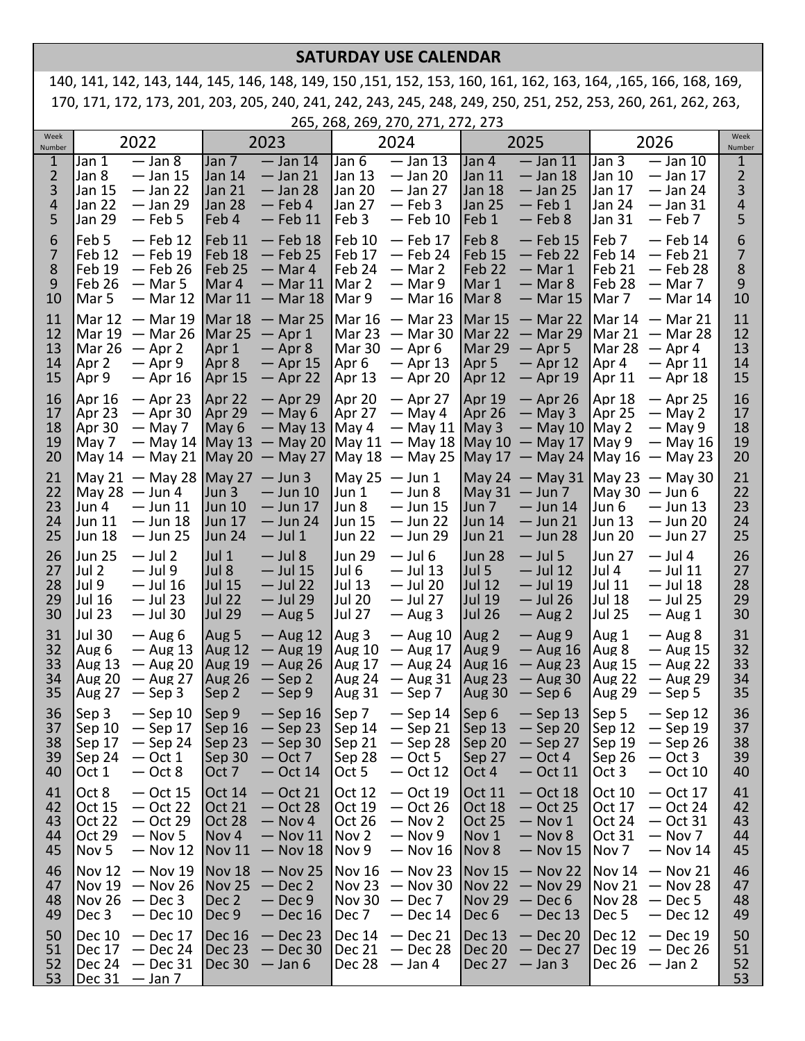# SATURDAY USE CALENDAR

140, 141, 142, 143, 144, 145, 146, 148, 149, 150 ,151, 152, 153, 160, 161, 162, 163, 164, ,165, 166, 168, 169, 170, 171, 172, 173, 201, 203, 205, 240, 241, 242, 243, 245, 248, 249, 250, 251, 252, 253, 260, 261, 262, 263, 265, 268, 269, 270, 271, 272, 273

| Week Number | 2022 | 2023 | 2024 | 2025 | 2026 | Week Number |
|---|---|---|---|---|---|---|
| 1 | Jan 1 — Jan 8 | Jan 7 — Jan 14 | Jan 6 — Jan 13 | Jan 4 — Jan 11 | Jan 3 — Jan 10 | 1 |
| 2 | Jan 8 — Jan 15 | Jan 14 — Jan 21 | Jan 13 — Jan 20 | Jan 11 — Jan 18 | Jan 10 — Jan 17 | 2 |
| 3 | Jan 15 — Jan 22 | Jan 21 — Jan 28 | Jan 20 — Jan 27 | Jan 18 — Jan 25 | Jan 17 — Jan 24 | 3 |
| 4 | Jan 22 — Jan 29 | Jan 28 — Feb 4 | Jan 27 — Feb 3 | Jan 25 — Feb 1 | Jan 24 — Jan 31 | 4 |
| 5 | Jan 29 — Feb 5 | Feb 4 — Feb 11 | Feb 3 — Feb 10 | Feb 1 — Feb 8 | Jan 31 — Feb 7 | 5 |
| 6 | Feb 5 — Feb 12 | Feb 11 — Feb 18 | Feb 10 — Feb 17 | Feb 8 — Feb 15 | Feb 7 — Feb 14 | 6 |
| 7 | Feb 12 — Feb 19 | Feb 18 — Feb 25 | Feb 17 — Feb 24 | Feb 15 — Feb 22 | Feb 14 — Feb 21 | 7 |
| 8 | Feb 19 — Feb 26 | Feb 25 — Mar 4 | Feb 24 — Mar 2 | Feb 22 — Mar 1 | Feb 21 — Feb 28 | 8 |
| 9 | Feb 26 — Mar 5 | Mar 4 — Mar 11 | Mar 2 — Mar 9 | Mar 1 — Mar 8 | Feb 28 — Mar 7 | 9 |
| 10 | Mar 5 — Mar 12 | Mar 11 — Mar 18 | Mar 9 — Mar 16 | Mar 8 — Mar 15 | Mar 7 — Mar 14 | 10 |
| 11 | Mar 12 — Mar 19 | Mar 18 — Mar 25 | Mar 16 — Mar 23 | Mar 15 — Mar 22 | Mar 14 — Mar 21 | 11 |
| 12 | Mar 19 — Mar 26 | Mar 25 — Apr 1 | Mar 23 — Mar 30 | Mar 22 — Mar 29 | Mar 21 — Mar 28 | 12 |
| 13 | Mar 26 — Apr 2 | Apr 1 — Apr 8 | Mar 30 — Apr 6 | Mar 29 — Apr 5 | Mar 28 — Apr 4 | 13 |
| 14 | Apr 2 — Apr 9 | Apr 8 — Apr 15 | Apr 6 — Apr 13 | Apr 5 — Apr 12 | Apr 4 — Apr 11 | 14 |
| 15 | Apr 9 — Apr 16 | Apr 15 — Apr 22 | Apr 13 — Apr 20 | Apr 12 — Apr 19 | Apr 11 — Apr 18 | 15 |
| 16 | Apr 16 — Apr 23 | Apr 22 — Apr 29 | Apr 20 — Apr 27 | Apr 19 — Apr 26 | Apr 18 — Apr 25 | 16 |
| 17 | Apr 23 — Apr 30 | Apr 29 — May 6 | Apr 27 — May 4 | Apr 26 — May 3 | Apr 25 — May 2 | 17 |
| 18 | Apr 30 — May 7 | May 6 — May 13 | May 4 — May 11 | May 3 — May 10 | May 2 — May 9 | 18 |
| 19 | May 7 — May 14 | May 13 — May 20 | May 11 — May 18 | May 10 — May 17 | May 9 — May 16 | 19 |
| 20 | May 14 — May 21 | May 20 — May 27 | May 18 — May 25 | May 17 — May 24 | May 16 — May 23 | 20 |
| 21 | May 21 — May 28 | May 27 — Jun 3 | May 25 — Jun 1 | May 24 — May 31 | May 23 — May 30 | 21 |
| 22 | May 28 — Jun 4 | Jun 3 — Jun 10 | Jun 1 — Jun 8 | May 31 — Jun 7 | May 30 — Jun 6 | 22 |
| 23 | Jun 4 — Jun 11 | Jun 10 — Jun 17 | Jun 8 — Jun 15 | Jun 7 — Jun 14 | Jun 6 — Jun 13 | 23 |
| 24 | Jun 11 — Jun 18 | Jun 17 — Jun 24 | Jun 15 — Jun 22 | Jun 14 — Jun 21 | Jun 13 — Jun 20 | 24 |
| 25 | Jun 18 — Jun 25 | Jun 24 — Jul 1 | Jun 22 — Jun 29 | Jun 21 — Jun 28 | Jun 20 — Jun 27 | 25 |
| 26 | Jun 25 — Jul 2 | Jul 1 — Jul 8 | Jun 29 — Jul 6 | Jun 28 — Jul 5 | Jun 27 — Jul 4 | 26 |
| 27 | Jul 2 — Jul 9 | Jul 8 — Jul 15 | Jul 6 — Jul 13 | Jul 5 — Jul 12 | Jul 4 — Jul 11 | 27 |
| 28 | Jul 9 — Jul 16 | Jul 15 — Jul 22 | Jul 13 — Jul 20 | Jul 12 — Jul 19 | Jul 11 — Jul 18 | 28 |
| 29 | Jul 16 — Jul 23 | Jul 22 — Jul 29 | Jul 20 — Jul 27 | Jul 19 — Jul 26 | Jul 18 — Jul 25 | 29 |
| 30 | Jul 23 — Jul 30 | Jul 29 — Aug 5 | Jul 27 — Aug 3 | Jul 26 — Aug 2 | Jul 25 — Aug 1 | 30 |
| 31 | Jul 30 — Aug 6 | Aug 5 — Aug 12 | Aug 3 — Aug 10 | Aug 2 — Aug 9 | Aug 1 — Aug 8 | 31 |
| 32 | Aug 6 — Aug 13 | Aug 12 — Aug 19 | Aug 10 — Aug 17 | Aug 9 — Aug 16 | Aug 8 — Aug 15 | 32 |
| 33 | Aug 13 — Aug 20 | Aug 19 — Aug 26 | Aug 17 — Aug 24 | Aug 16 — Aug 23 | Aug 15 — Aug 22 | 33 |
| 34 | Aug 20 — Aug 27 | Aug 26 — Sep 2 | Aug 24 — Aug 31 | Aug 23 — Aug 30 | Aug 22 — Aug 29 | 34 |
| 35 | Aug 27 — Sep 3 | Sep 2 — Sep 9 | Aug 31 — Sep 7 | Aug 30 — Sep 6 | Aug 29 — Sep 5 | 35 |
| 36 | Sep 3 — Sep 10 | Sep 9 — Sep 16 | Sep 7 — Sep 14 | Sep 6 — Sep 13 | Sep 5 — Sep 12 | 36 |
| 37 | Sep 10 — Sep 17 | Sep 16 — Sep 23 | Sep 14 — Sep 21 | Sep 13 — Sep 20 | Sep 12 — Sep 19 | 37 |
| 38 | Sep 17 — Sep 24 | Sep 23 — Sep 30 | Sep 21 — Sep 28 | Sep 20 — Sep 27 | Sep 19 — Sep 26 | 38 |
| 39 | Sep 24 — Oct 1 | Sep 30 — Oct 7 | Sep 28 — Oct 5 | Sep 27 — Oct 4 | Sep 26 — Oct 3 | 39 |
| 40 | Oct 1 — Oct 8 | Oct 7 — Oct 14 | Oct 5 — Oct 12 | Oct 4 — Oct 11 | Oct 3 — Oct 10 | 40 |
| 41 | Oct 8 — Oct 15 | Oct 14 — Oct 21 | Oct 12 — Oct 19 | Oct 11 — Oct 18 | Oct 10 — Oct 17 | 41 |
| 42 | Oct 15 — Oct 22 | Oct 21 — Oct 28 | Oct 19 — Oct 26 | Oct 18 — Oct 25 | Oct 17 — Oct 24 | 42 |
| 43 | Oct 22 — Oct 29 | Oct 28 — Nov 4 | Oct 26 — Nov 2 | Oct 25 — Nov 1 | Oct 24 — Oct 31 | 43 |
| 44 | Oct 29 — Nov 5 | Nov 4 — Nov 11 | Nov 2 — Nov 9 | Nov 1 — Nov 8 | Oct 31 — Nov 7 | 44 |
| 45 | Nov 5 — Nov 12 | Nov 11 — Nov 18 | Nov 9 — Nov 16 | Nov 8 — Nov 15 | Nov 7 — Nov 14 | 45 |
| 46 | Nov 12 — Nov 19 | Nov 18 — Nov 25 | Nov 16 — Nov 23 | Nov 15 — Nov 22 | Nov 14 — Nov 21 | 46 |
| 47 | Nov 19 — Nov 26 | Nov 25 — Dec 2 | Nov 23 — Nov 30 | Nov 22 — Nov 29 | Nov 21 — Nov 28 | 47 |
| 48 | Nov 26 — Dec 3 | Dec 2 — Dec 9 | Nov 30 — Dec 7 | Nov 29 — Dec 6 | Nov 28 — Dec 5 | 48 |
| 49 | Dec 3 — Dec 10 | Dec 9 — Dec 16 | Dec 7 — Dec 14 | Dec 6 — Dec 13 | Dec 5 — Dec 12 | 49 |
| 50 | Dec 10 — Dec 17 | Dec 16 — Dec 23 | Dec 14 — Dec 21 | Dec 13 — Dec 20 | Dec 12 — Dec 19 | 50 |
| 51 | Dec 17 — Dec 24 | Dec 23 — Dec 30 | Dec 21 — Dec 28 | Dec 20 — Dec 27 | Dec 19 — Dec 26 | 51 |
| 52 | Dec 24 — Dec 31 | Dec 30 — Jan 6 | Dec 28 — Jan 4 | Dec 27 — Jan 3 | Dec 26 — Jan 2 | 52 |
| 53 | Dec 31 — Jan 7 | | | | | 53 |